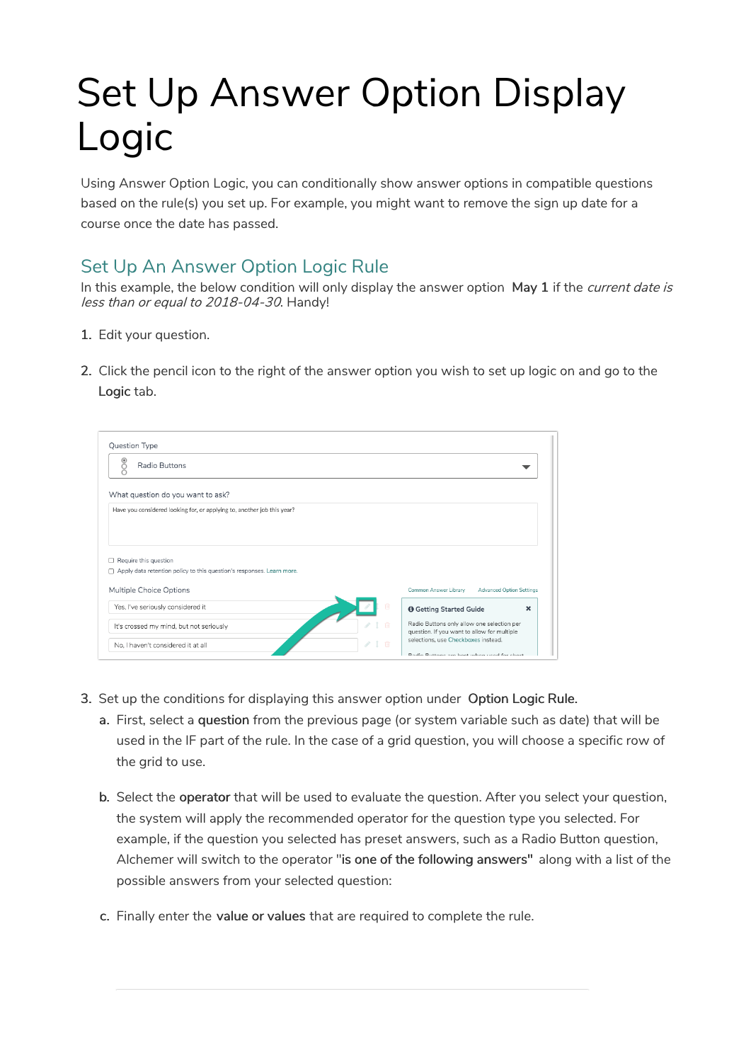# Set Up Answer Option Display Logic

Using Answer Option Logic, you can conditionally show answer options in compatible questions based on the rule(s) you set up. For example, you might want to remove the sign up date for a course once the date has passed.

## Set Up An Answer Option Logic Rule

In this example, the below condition will only display the answer option **May 1** if the *current date is less than or equal to 2018-04-30*. Handy!

1. Edit your question.

2. Click the pencil icon to the right of the answer option you wish to set up logic on and go to the **Logic** tab.

3. Set up the conditions for displaying this answer option under **Option Logic Rule.**

   a. First, select a **question** from the previous page (or system variable such as date) that will be used in the IF part of the rule. In the case of a grid question, you will choose a specific row of the grid to use.

   b. Select the **operator** that will be used to evaluate the question. After you select your question, the system will apply the recommended operator for the question type you selected. For example, if the question you selected has preset answers, such as a Radio Button question, Alchemer will switch to the operator "**is one of the following answers"** along with a list of the possible answers from your selected question:

   c. Finally enter the **value or values** that are required to complete the rule.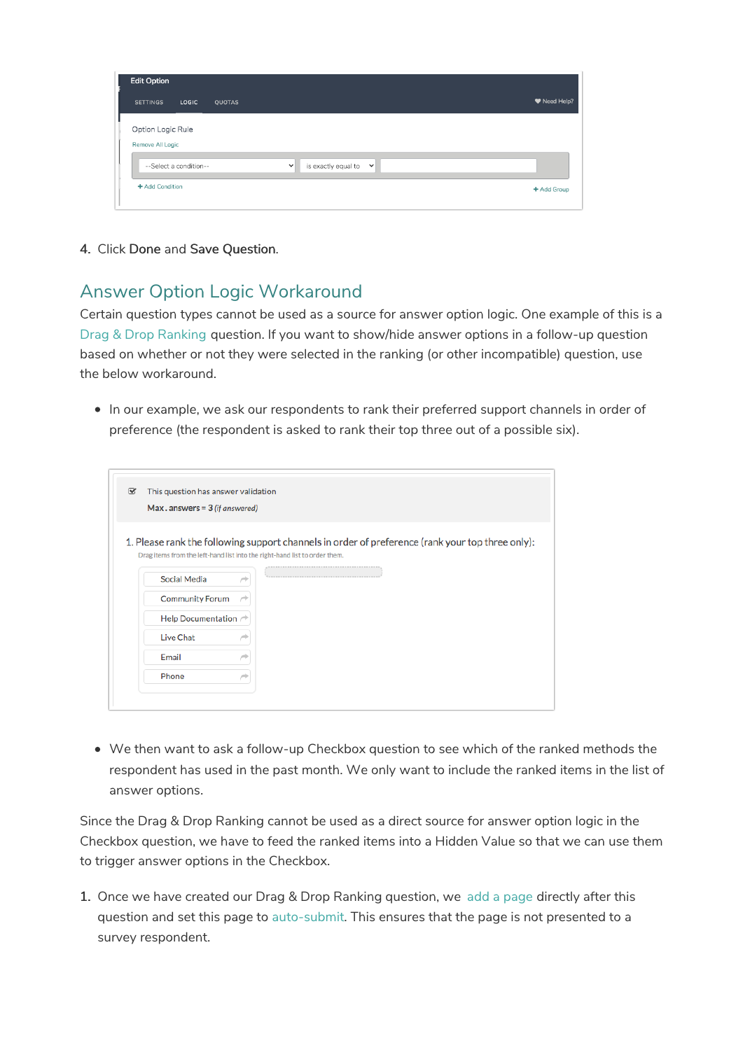4. Click **Done** and **Save Question**.

## Answer Option Logic Workaround

Certain question types cannot be used as a source for answer option logic. One example of this is a Drag & Drop Ranking question. If you want to show/hide answer options in a follow-up question based on whether or not they were selected in the ranking (or other incompatible) question, use the below workaround.

- In our example, we ask our respondents to rank their preferred support channels in order of preference (the respondent is asked to rank their top three out of a possible six).

- We then want to ask a follow-up Checkbox question to see which of the ranked methods the respondent has used in the past month. We only want to include the ranked items in the list of answer options.

Since the Drag & Drop Ranking cannot be used as a direct source for answer option logic in the Checkbox question, we have to feed the ranked items into a Hidden Value so that we can use them to trigger answer options in the Checkbox.

1. Once we have created our Drag & Drop Ranking question, we add a page directly after this question and set this page to auto-submit. This ensures that the page is not presented to a survey respondent.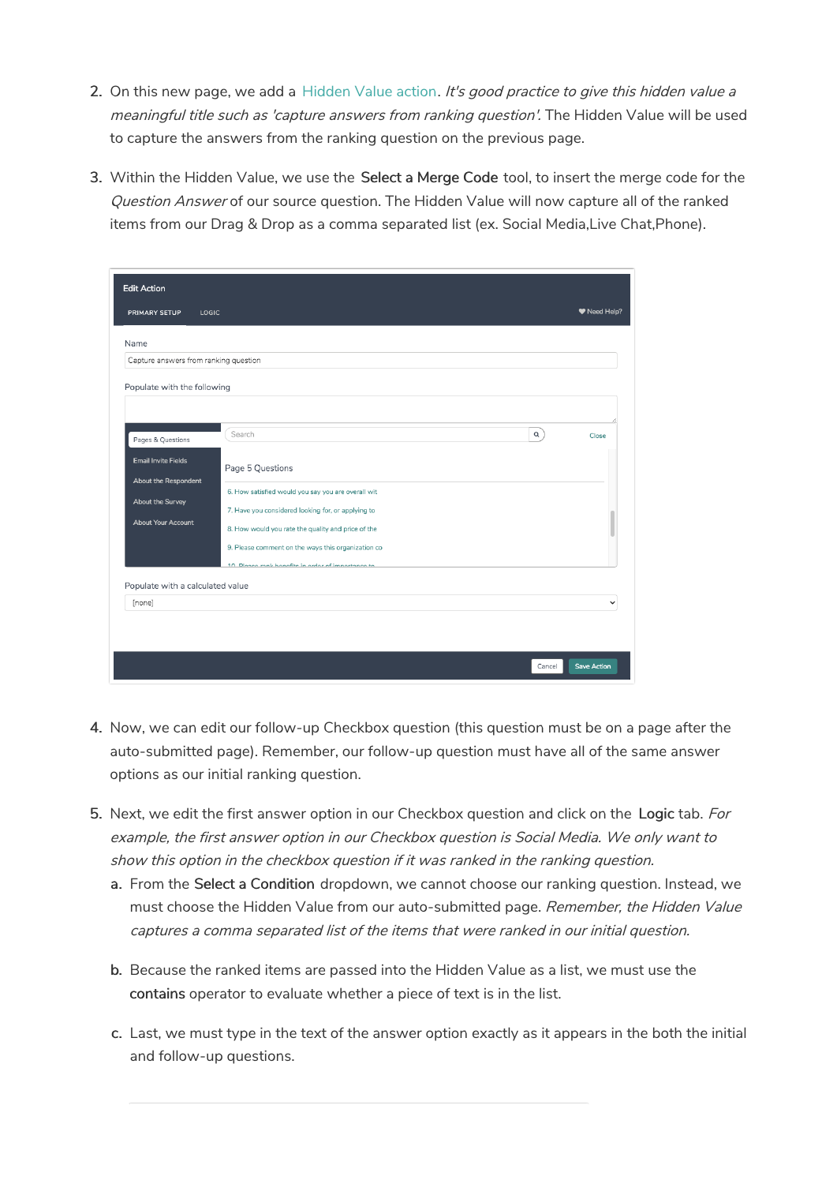2. On this new page, we add a Hidden Value action. *It's good practice to give this hidden value a meaningful title such as 'capture answers from ranking question'.* The Hidden Value will be used to capture the answers from the ranking question on the previous page.

3. Within the Hidden Value, we use the **Select a Merge Code** tool, to insert the merge code for the *Question Answer* of our source question. The Hidden Value will now capture all of the ranked items from our Drag & Drop as a comma separated list (ex. Social Media,Live Chat,Phone).

4. Now, we can edit our follow-up Checkbox question (this question must be on a page after the auto-submitted page). Remember, our follow-up question must have all of the same answer options as our initial ranking question.

5. Next, we edit the first answer option in our Checkbox question and click on the **Logic** tab. *For example, the first answer option in our Checkbox question is Social Media. We only want to show this option in the checkbox question if it was ranked in the ranking question.*
   a. From the **Select a Condition** dropdown, we cannot choose our ranking question. Instead, we must choose the Hidden Value from our auto-submitted page. *Remember, the Hidden Value captures a comma separated list of the items that were ranked in our initial question.*

   b. Because the ranked items are passed into the Hidden Value as a list, we must use the **contains** operator to evaluate whether a piece of text is in the list.

   c. Last, we must type in the text of the answer option exactly as it appears in the both the initial and follow-up questions.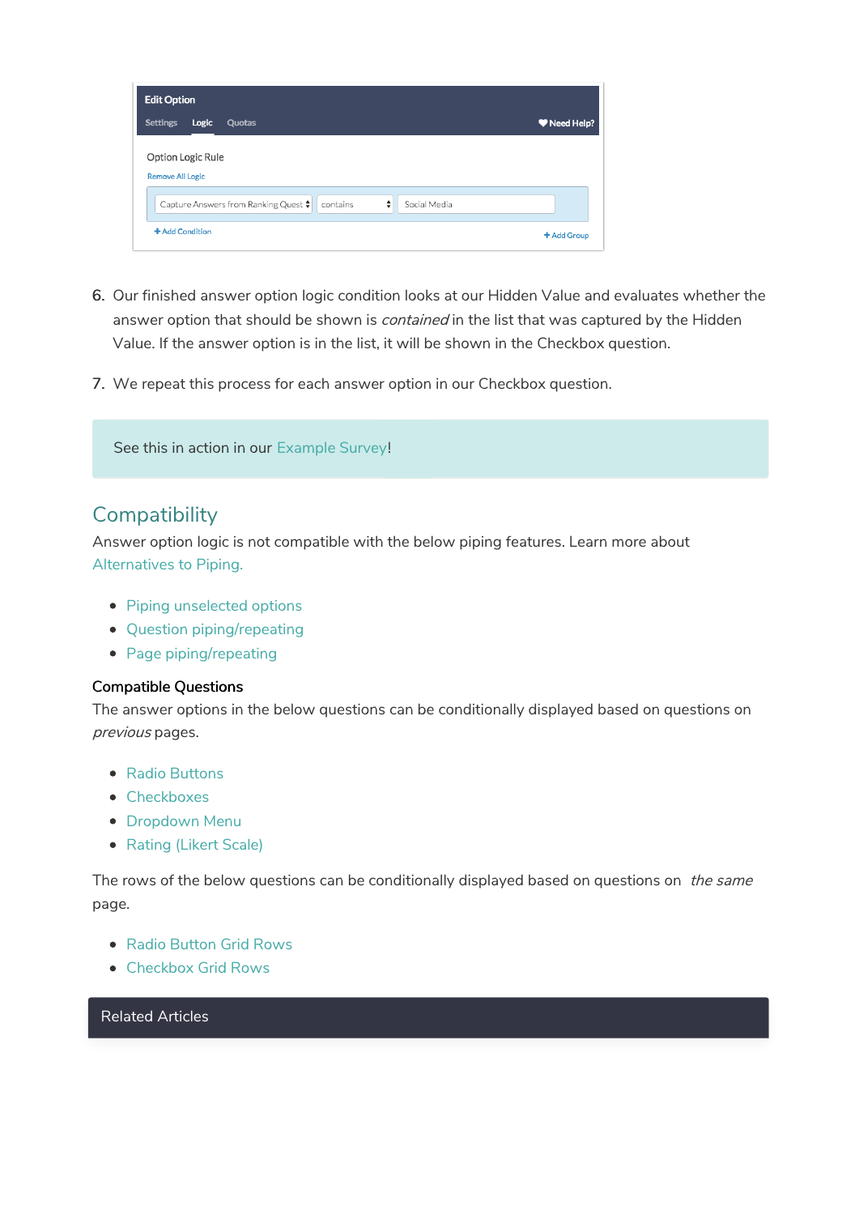6. Our finished answer option logic condition looks at our Hidden Value and evaluates whether the answer option that should be shown is *contained* in the list that was captured by the Hidden Value. If the answer option is in the list, it will be shown in the Checkbox question.

7. We repeat this process for each answer option in our Checkbox question.

See this in action in our Example Survey!

## Compatibility

Answer option logic is not compatible with the below piping features. Learn more about Alternatives to Piping.

- Piping unselected options
- Question piping/repeating
- Page piping/repeating

### Compatible Questions

The answer options in the below questions can be conditionally displayed based on questions on *previous* pages.

- Radio Buttons
- Checkboxes
- Dropdown Menu
- Rating (Likert Scale)

The rows of the below questions can be conditionally displayed based on questions on *the same* page.

- Radio Button Grid Rows
- Checkbox Grid Rows

Related Articles